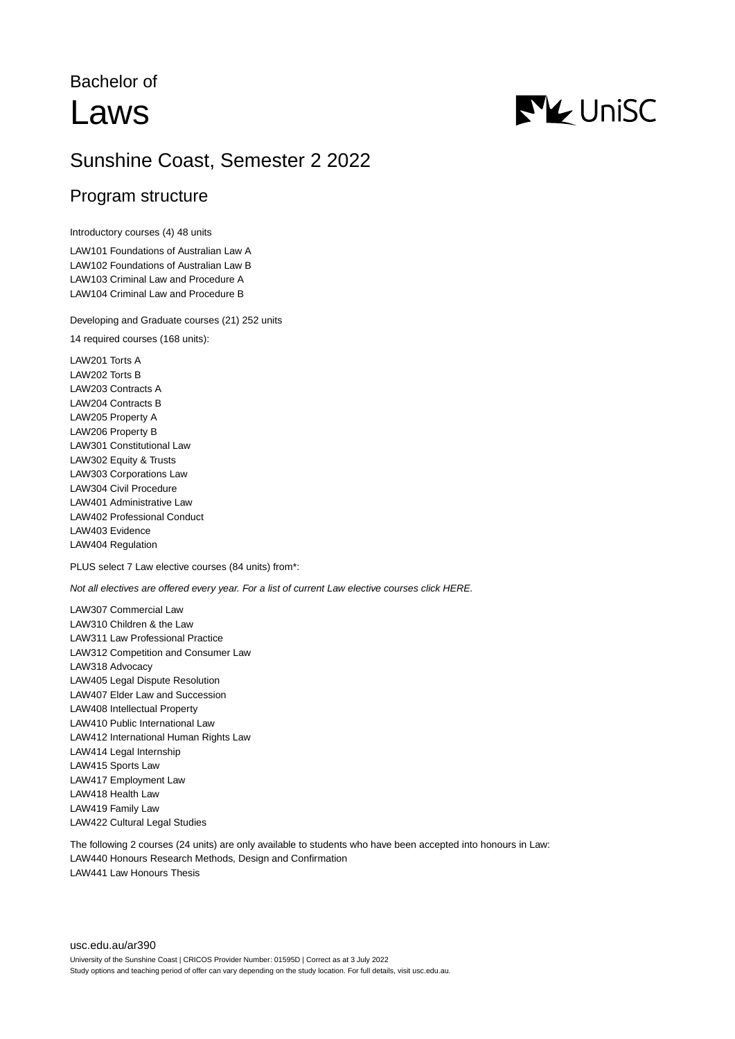Bachelor of

# Laws

UniSC

## Sunshine Coast, Semester 2 2022

## Program structure

Introductory courses (4) 48 units

LAW101 Foundations of Australian Law A
LAW102 Foundations of Australian Law B
LAW103 Criminal Law and Procedure A
LAW104 Criminal Law and Procedure B

Developing and Graduate courses (21) 252 units

14 required courses (168 units):

LAW201 Torts A
LAW202 Torts B
LAW203 Contracts A
LAW204 Contracts B
LAW205 Property A
LAW206 Property B
LAW301 Constitutional Law
LAW302 Equity & Trusts
LAW303 Corporations Law
LAW304 Civil Procedure
LAW401 Administrative Law
LAW402 Professional Conduct
LAW403 Evidence
LAW404 Regulation

PLUS select 7 Law elective courses (84 units) from*:

*Not all electives are offered every year. For a list of current Law elective courses click HERE.*

LAW307 Commercial Law
LAW310 Children & the Law
LAW311 Law Professional Practice
LAW312 Competition and Consumer Law
LAW318 Advocacy
LAW405 Legal Dispute Resolution
LAW407 Elder Law and Succession
LAW408 Intellectual Property
LAW410 Public International Law
LAW412 International Human Rights Law
LAW414 Legal Internship
LAW415 Sports Law
LAW417 Employment Law
LAW418 Health Law
LAW419 Family Law
LAW422 Cultural Legal Studies

The following 2 courses (24 units) are only available to students who have been accepted into honours in Law:
LAW440 Honours Research Methods, Design and Confirmation
LAW441 Law Honours Thesis

usc.edu.au/ar390

University of the Sunshine Coast | CRICOS Provider Number: 01595D | Correct as at 3 July 2022
Study options and teaching period of offer can vary depending on the study location. For full details, visit usc.edu.au.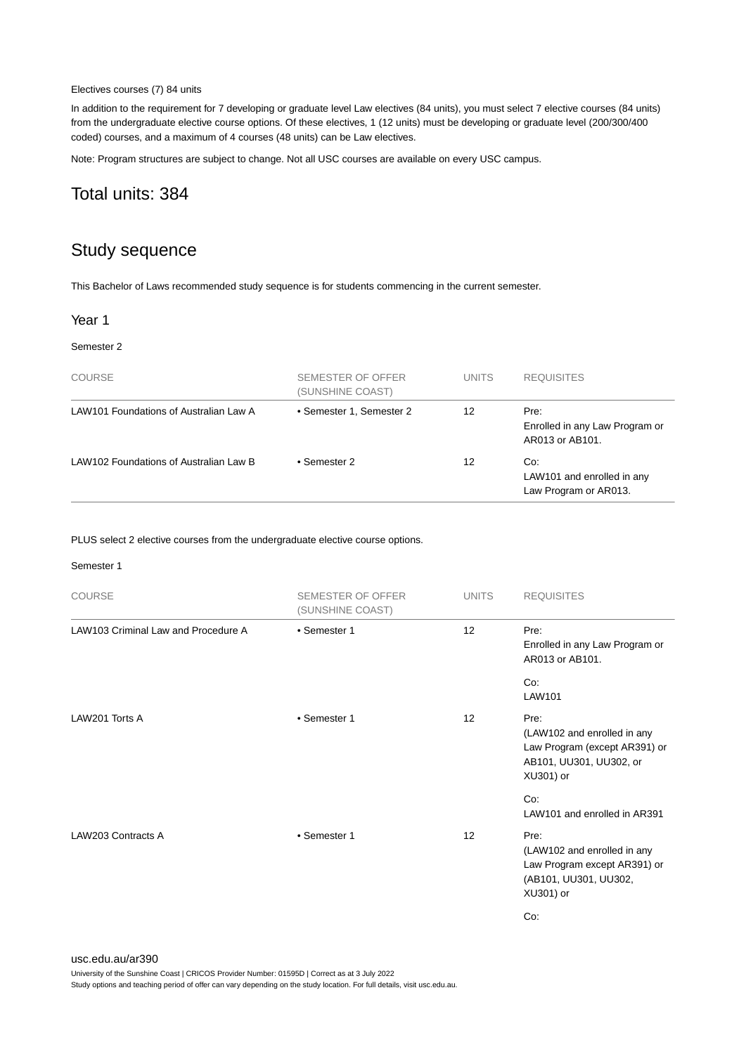Electives courses (7) 84 units

In addition to the requirement for 7 developing or graduate level Law electives (84 units), you must select 7 elective courses (84 units) from the undergraduate elective course options. Of these electives, 1 (12 units) must be developing or graduate level (200/300/400 coded) courses, and a maximum of 4 courses (48 units) can be Law electives.

Note: Program structures are subject to change. Not all USC courses are available on every USC campus.

## Total units: 384

## Study sequence

This Bachelor of Laws recommended study sequence is for students commencing in the current semester.

### Year 1

Semester 2

| COURSE | SEMESTER OF OFFER (SUNSHINE COAST) | UNITS | REQUISITES |
|---|---|---|---|
| LAW101 Foundations of Australian Law A | • Semester 1, Semester 2 | 12 | Pre: Enrolled in any Law Program or AR013 or AB101. |
| LAW102 Foundations of Australian Law B | • Semester 2 | 12 | Co: LAW101 and enrolled in any Law Program or AR013. |

PLUS select 2 elective courses from the undergraduate elective course options.

Semester 1

| COURSE | SEMESTER OF OFFER (SUNSHINE COAST) | UNITS | REQUISITES |
|---|---|---|---|
| LAW103 Criminal Law and Procedure A | • Semester 1 | 12 | Pre: Enrolled in any Law Program or AR013 or AB101.<br><br>Co: LAW101 |
| LAW201 Torts A | • Semester 1 | 12 | Pre: (LAW102 and enrolled in any Law Program (except AR391) or AB101, UU301, UU302, or XU301) or<br><br>Co: LAW101 and enrolled in AR391 |
| LAW203 Contracts A | • Semester 1 | 12 | Pre: (LAW102 and enrolled in any Law Program except AR391) or (AB101, UU301, UU302, XU301) or<br><br>Co: |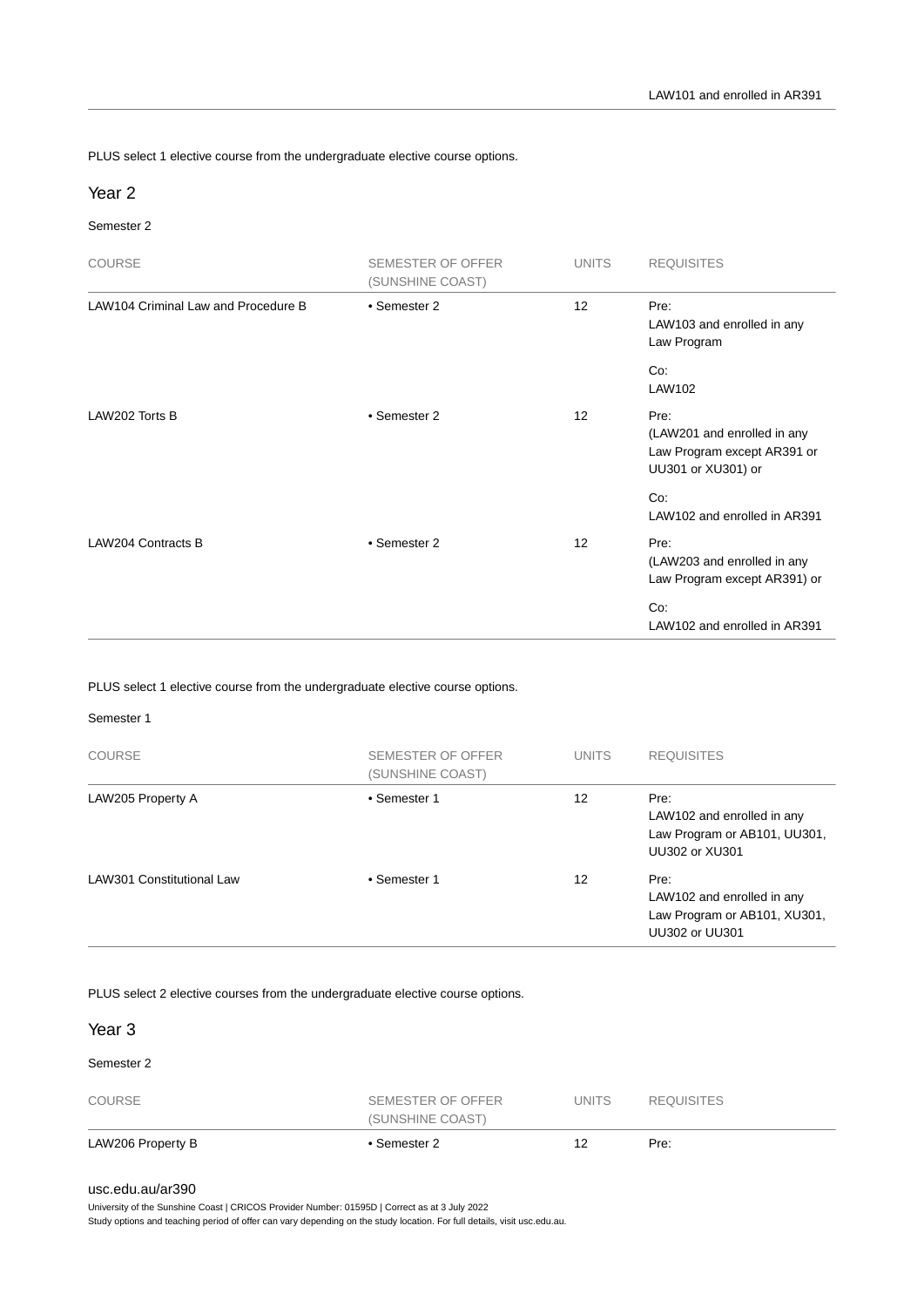LAW101 and enrolled in AR391

PLUS select 1 elective course from the undergraduate elective course options.

## Year 2

Semester 2

| COURSE | SEMESTER OF OFFER (SUNSHINE COAST) | UNITS | REQUISITES |
|---|---|---|---|
| LAW104 Criminal Law and Procedure B | • Semester 2 | 12 | Pre: LAW103 and enrolled in any Law Program<br><br>Co: LAW102 |
| LAW202 Torts B | • Semester 2 | 12 | Pre: (LAW201 and enrolled in any Law Program except AR391 or UU301 or XU301) or<br><br>Co: LAW102 and enrolled in AR391 |
| LAW204 Contracts B | • Semester 2 | 12 | Pre: (LAW203 and enrolled in any Law Program except AR391) or<br><br>Co: LAW102 and enrolled in AR391 |

PLUS select 1 elective course from the undergraduate elective course options.

Semester 1

| COURSE | SEMESTER OF OFFER (SUNSHINE COAST) | UNITS | REQUISITES |
|---|---|---|---|
| LAW205 Property A | • Semester 1 | 12 | Pre: LAW102 and enrolled in any Law Program or AB101, UU301, UU302 or XU301 |
| LAW301 Constitutional Law | • Semester 1 | 12 | Pre: LAW102 and enrolled in any Law Program or AB101, XU301, UU302 or UU301 |

PLUS select 2 elective courses from the undergraduate elective course options.

## Year 3

Semester 2

| COURSE | SEMESTER OF OFFER (SUNSHINE COAST) | UNITS | REQUISITES |
|---|---|---|---|
| LAW206 Property B | • Semester 2 | 12 | Pre: |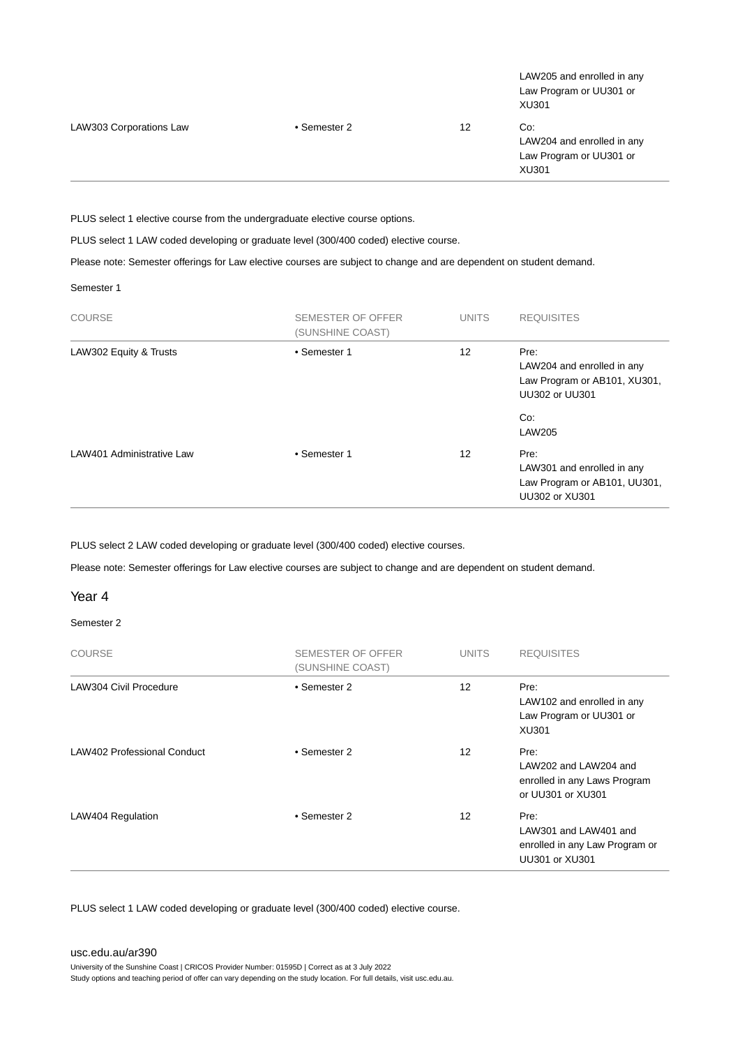| COURSE | SEMESTER OF OFFER (SUNSHINE COAST) | UNITS | REQUISITES |
|---|---|---|---|
| | | | LAW205 and enrolled in any Law Program or UU301 or XU301 |
| LAW303 Corporations Law | • Semester 2 | 12 | Co: LAW204 and enrolled in any Law Program or UU301 or XU301 |

PLUS select 1 elective course from the undergraduate elective course options.

PLUS select 1 LAW coded developing or graduate level (300/400 coded) elective course.

Please note: Semester offerings for Law elective courses are subject to change and are dependent on student demand.

Semester 1

| COURSE | SEMESTER OF OFFER (SUNSHINE COAST) | UNITS | REQUISITES |
|---|---|---|---|
| LAW302 Equity & Trusts | • Semester 1 | 12 | Pre: LAW204 and enrolled in any Law Program or AB101, XU301, UU302 or UU301<br><br>Co: LAW205 |
| LAW401 Administrative Law | • Semester 1 | 12 | Pre: LAW301 and enrolled in any Law Program or AB101, UU301, UU302 or XU301 |

PLUS select 2 LAW coded developing or graduate level (300/400 coded) elective courses.

Please note: Semester offerings for Law elective courses are subject to change and are dependent on student demand.

## Year 4

Semester 2

| COURSE | SEMESTER OF OFFER (SUNSHINE COAST) | UNITS | REQUISITES |
|---|---|---|---|
| LAW304 Civil Procedure | • Semester 2 | 12 | Pre: LAW102 and enrolled in any Law Program or UU301 or XU301 |
| LAW402 Professional Conduct | • Semester 2 | 12 | Pre: LAW202 and LAW204 and enrolled in any Laws Program or UU301 or XU301 |
| LAW404 Regulation | • Semester 2 | 12 | Pre: LAW301 and LAW401 and enrolled in any Law Program or UU301 or XU301 |

PLUS select 1 LAW coded developing or graduate level (300/400 coded) elective course.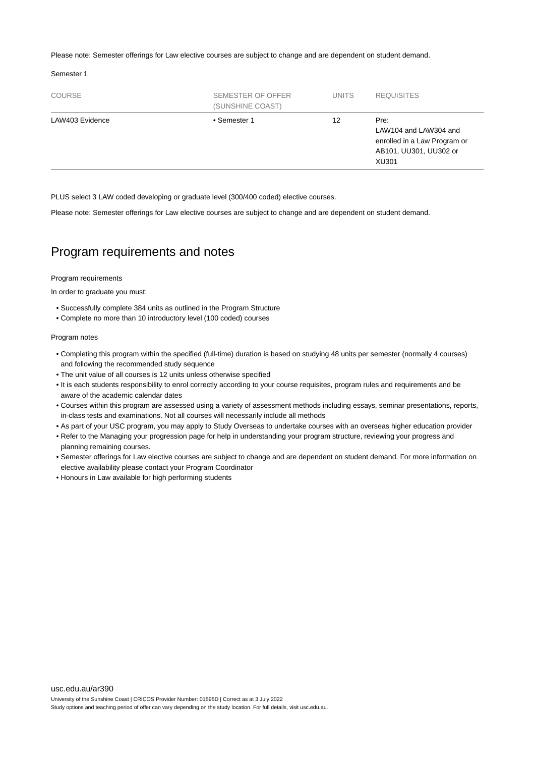Please note: Semester offerings for Law elective courses are subject to change and are dependent on student demand.

Semester 1

| COURSE | SEMESTER OF OFFER (SUNSHINE COAST) | UNITS | REQUISITES |
| --- | --- | --- | --- |
| LAW403 Evidence | • Semester 1 | 12 | Pre: LAW104 and LAW304 and enrolled in a Law Program or AB101, UU301, UU302 or XU301 |

PLUS select 3 LAW coded developing or graduate level (300/400 coded) elective courses.

Please note: Semester offerings for Law elective courses are subject to change and are dependent on student demand.

## Program requirements and notes

Program requirements

In order to graduate you must:

- Successfully complete 384 units as outlined in the Program Structure
- Complete no more than 10 introductory level (100 coded) courses

Program notes

- Completing this program within the specified (full-time) duration is based on studying 48 units per semester (normally 4 courses) and following the recommended study sequence
- The unit value of all courses is 12 units unless otherwise specified
- It is each students responsibility to enrol correctly according to your course requisites, program rules and requirements and be aware of the academic calendar dates
- Courses within this program are assessed using a variety of assessment methods including essays, seminar presentations, reports, in-class tests and examinations. Not all courses will necessarily include all methods
- As part of your USC program, you may apply to Study Overseas to undertake courses with an overseas higher education provider
- Refer to the Managing your progression page for help in understanding your program structure, reviewing your progress and planning remaining courses.
- Semester offerings for Law elective courses are subject to change and are dependent on student demand. For more information on elective availability please contact your Program Coordinator
- Honours in Law available for high performing students